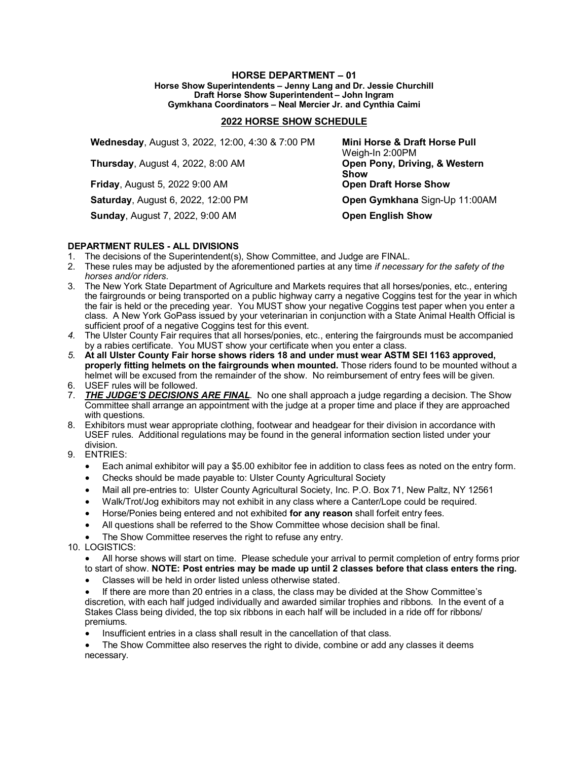# HORSE DEPARTMENT – 01

**Horse Show Superintendents – Jenny Lang and Dr. Jessie Churchill**
**Draft Horse Show Superintendent – John Ingram**
**Gymkhana Coordinators – Neal Mercier Jr. and Cynthia Caimi**

## 2022 HORSE SHOW SCHEDULE

| | |
|---|---|
| **Wednesday**, August 3, 2022, 12:00, 4:30 & 7:00 PM | **Mini Horse & Draft Horse Pull** Weigh-In 2:00PM |
| **Thursday**, August 4, 2022, 8:00 AM | **Open Pony, Driving, & Western Show** |
| **Friday**, August 5, 2022 9:00 AM | **Open Draft Horse Show** |
| **Saturday**, August 6, 2022, 12:00 PM | **Open Gymkhana** Sign-Up 11:00AM |
| **Sunday**, August 7, 2022, 9:00 AM | **Open English Show** |

### DEPARTMENT RULES - ALL DIVISIONS

1. The decisions of the Superintendent(s), Show Committee, and Judge are FINAL.
2. These rules may be adjusted by the aforementioned parties at any time *if necessary for the safety of the horses and/or riders*.
3. The New York State Department of Agriculture and Markets requires that all horses/ponies, etc., entering the fairgrounds or being transported on a public highway carry a negative Coggins test for the year in which the fair is held or the preceding year. You MUST show your negative Coggins test paper when you enter a class. A New York GoPass issued by your veterinarian in conjunction with a State Animal Health Official is sufficient proof of a negative Coggins test for this event.
4. The Ulster County Fair requires that all horses/ponies, etc., entering the fairgrounds must be accompanied by a rabies certificate. You MUST show your certificate when you enter a class.
5. **At all Ulster County Fair horse shows riders 18 and under must wear ASTM SEI 1163 approved, properly fitting helmets on the fairgrounds when mounted.** Those riders found to be mounted without a helmet will be excused from the remainder of the show. No reimbursement of entry fees will be given.
6. USEF rules will be followed.
7. ***THE JUDGE'S DECISIONS ARE FINAL***. No one shall approach a judge regarding a decision. The Show Committee shall arrange an appointment with the judge at a proper time and place if they are approached with questions.
8. Exhibitors must wear appropriate clothing, footwear and headgear for their division in accordance with USEF rules. Additional regulations may be found in the general information section listed under your division.
9. ENTRIES:
   - Each animal exhibitor will pay a $5.00 exhibitor fee in addition to class fees as noted on the entry form.
   - Checks should be made payable to: Ulster County Agricultural Society
   - Mail all pre-entries to: Ulster County Agricultural Society, Inc. P.O. Box 71, New Paltz, NY 12561
   - Walk/Trot/Jog exhibitors may not exhibit in any class where a Canter/Lope could be required.
   - Horse/Ponies being entered and not exhibited **for any reason** shall forfeit entry fees.
   - All questions shall be referred to the Show Committee whose decision shall be final.
   - The Show Committee reserves the right to refuse any entry.
10. LOGISTICS:
    - All horse shows will start on time. Please schedule your arrival to permit completion of entry forms prior to start of show. **NOTE: Post entries may be made up until 2 classes before that class enters the ring.**
    - Classes will be held in order listed unless otherwise stated.
    - If there are more than 20 entries in a class, the class may be divided at the Show Committee's discretion, with each half judged individually and awarded similar trophies and ribbons. In the event of a Stakes Class being divided, the top six ribbons in each half will be included in a ride off for ribbons/ premiums.
    - Insufficient entries in a class shall result in the cancellation of that class.
    - The Show Committee also reserves the right to divide, combine or add any classes it deems necessary.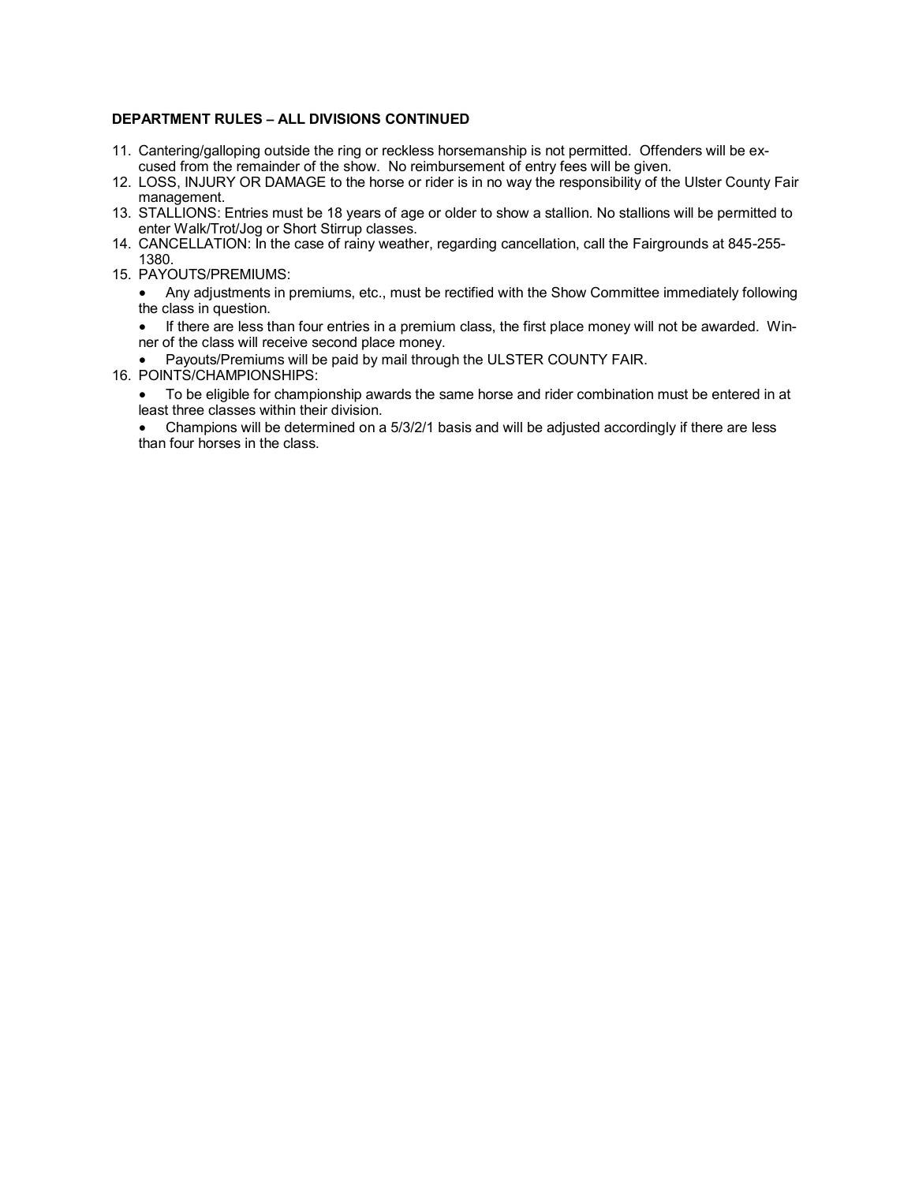**DEPARTMENT RULES – ALL DIVISIONS CONTINUED**

11. Cantering/galloping outside the ring or reckless horsemanship is not permitted. Offenders will be excused from the remainder of the show. No reimbursement of entry fees will be given.
12. LOSS, INJURY OR DAMAGE to the horse or rider is in no way the responsibility of the Ulster County Fair management.
13. STALLIONS: Entries must be 18 years of age or older to show a stallion. No stallions will be permitted to enter Walk/Trot/Jog or Short Stirrup classes.
14. CANCELLATION: In the case of rainy weather, regarding cancellation, call the Fairgrounds at 845-255-1380.
15. PAYOUTS/PREMIUMS:
    - Any adjustments in premiums, etc., must be rectified with the Show Committee immediately following the class in question.
    - If there are less than four entries in a premium class, the first place money will not be awarded. Winner of the class will receive second place money.
    - Payouts/Premiums will be paid by mail through the ULSTER COUNTY FAIR.
16. POINTS/CHAMPIONSHIPS:
    - To be eligible for championship awards the same horse and rider combination must be entered in at least three classes within their division.
    - Champions will be determined on a 5/3/2/1 basis and will be adjusted accordingly if there are less than four horses in the class.